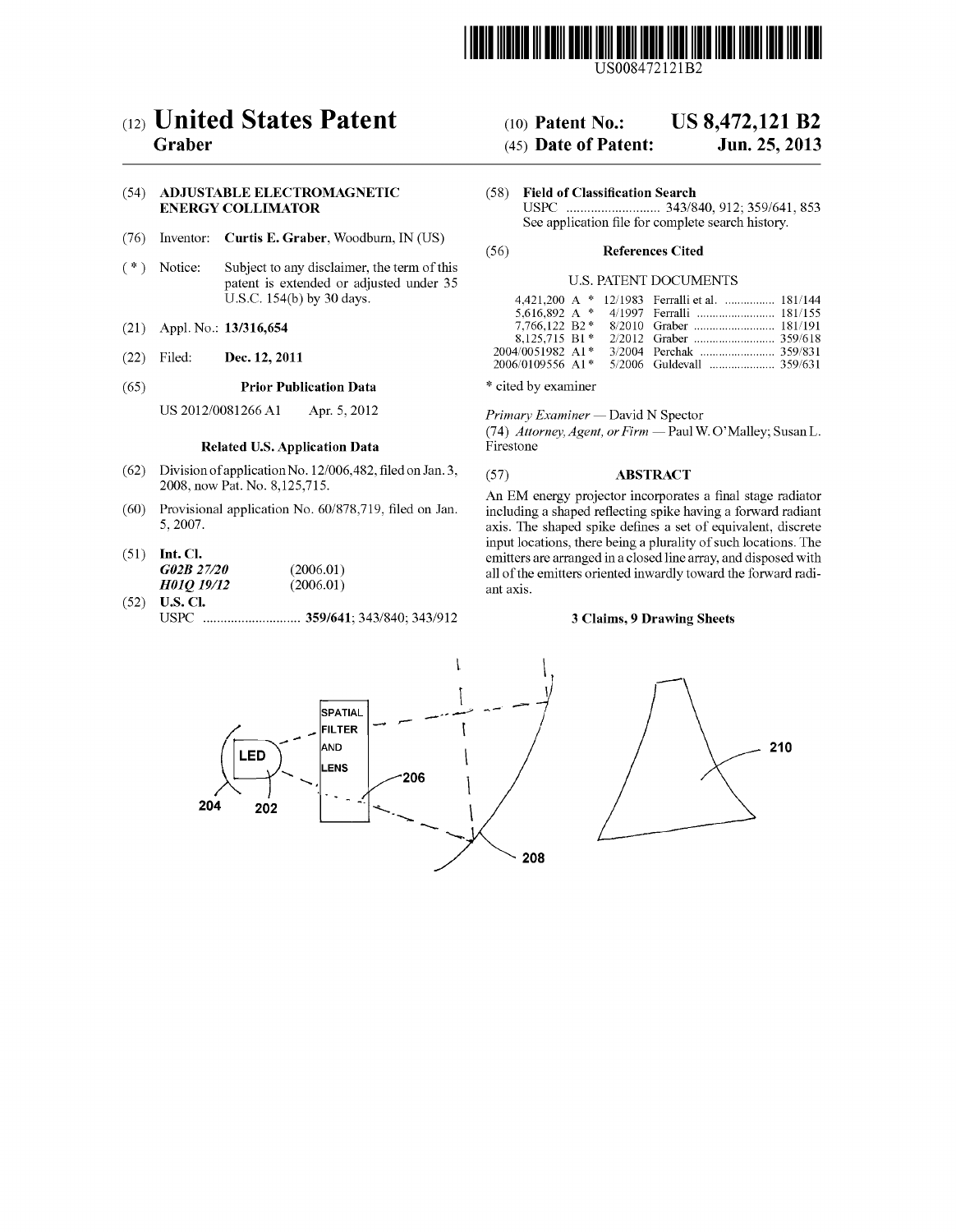US008472121B2

# (12) United States Patent
**Graber**

(10) **Patent No.: US 8,472,121 B2**

(45) **Date of Patent: Jun. 25, 2013**

(54) **ADJUSTABLE ELECTROMAGNETIC ENERGY COLLIMATOR**

(76) Inventor: **Curtis E. Graber**, Woodburn, IN (US)

( * ) Notice: Subject to any disclaimer, the term of this patent is extended or adjusted under 35 U.S.C. 154(b) by 30 days.

(21) Appl. No.: **13/316,654**

(22) Filed: **Dec. 12, 2011**

(65) **Prior Publication Data**

US 2012/0081266 A1 Apr. 5, 2012

**Related U.S. Application Data**

(62) Division of application No. 12/006,482, filed on Jan. 3, 2008, now Pat. No. 8,125,715.

(60) Provisional application No. 60/878,719, filed on Jan. 5, 2007.

(51) **Int. Cl.**
***G02B 27/20*** (2006.01)
***H01Q 19/12*** (2006.01)

(52) **U.S. Cl.**
USPC ............................ **359/641**; 343/840; 343/912

(58) **Field of Classification Search**
USPC ............................ 343/840, 912; 359/641, 853
See application file for complete search history.

(56) **References Cited**

U.S. PATENT DOCUMENTS

| | | | |
|---|---|---|---|
| 4,421,200 A * | 12/1983 | Ferralli et al. | 181/144 |
| 5,616,892 A * | 4/1997 | Ferralli | 181/155 |
| 7,766,122 B2 * | 8/2010 | Graber | 181/191 |
| 8,125,715 B1 * | 2/2012 | Graber | 359/618 |
| 2004/0051982 A1 * | 3/2004 | Perchak | 359/831 |
| 2006/0109556 A1 * | 5/2006 | Guldevall | 359/631 |

\* cited by examiner

*Primary Examiner* — David N Spector

(74) *Attorney, Agent, or Firm* — Paul W. O'Malley; Susan L. Firestone

(57) **ABSTRACT**

An EM energy projector incorporates a final stage radiator including a shaped reflecting spike having a forward radiant axis. The shaped spike defines a set of equivalent, discrete input locations, there being a plurality of such locations. The emitters are arranged in a closed line array, and disposed with all of the emitters oriented inwardly toward the forward radiant axis.

**3 Claims, 9 Drawing Sheets**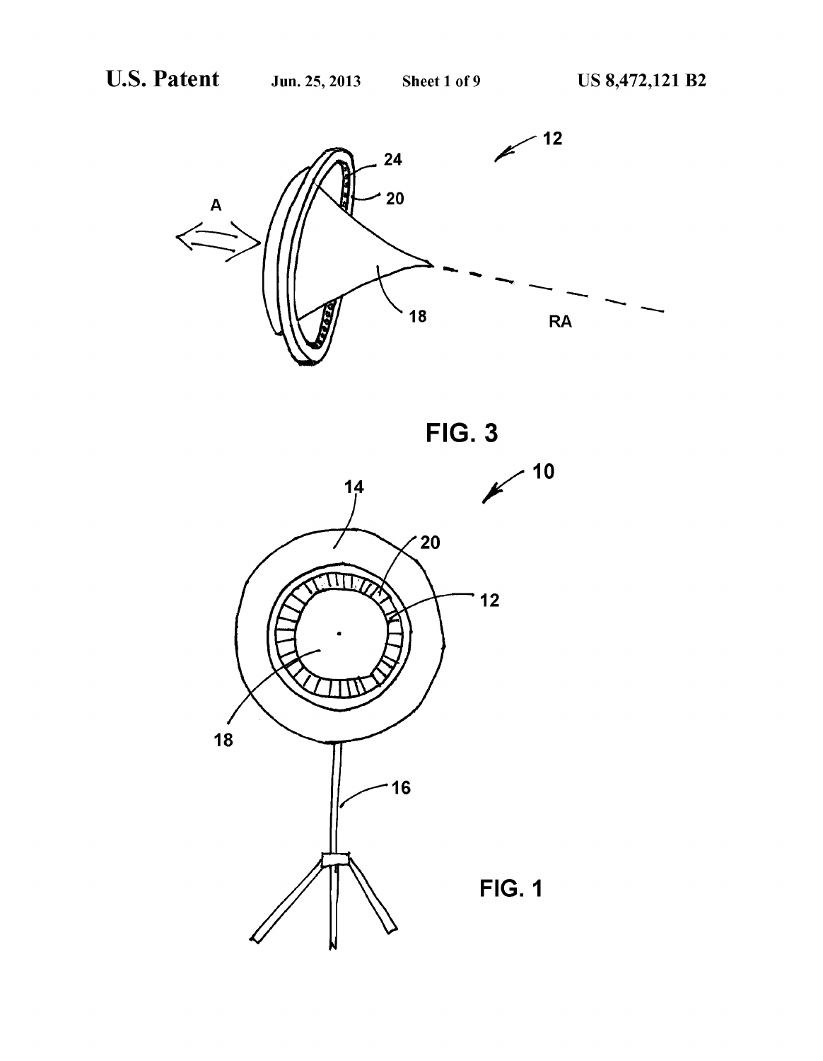FIG. 3

FIG. 1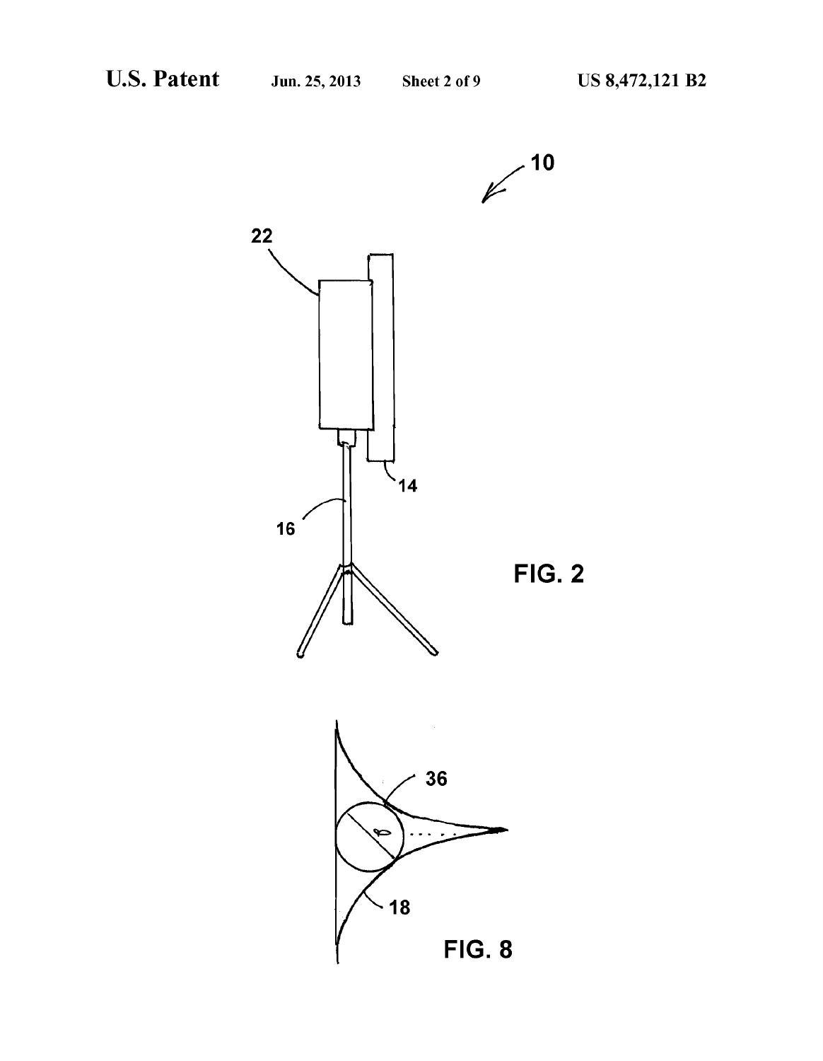FIG. 2

FIG. 8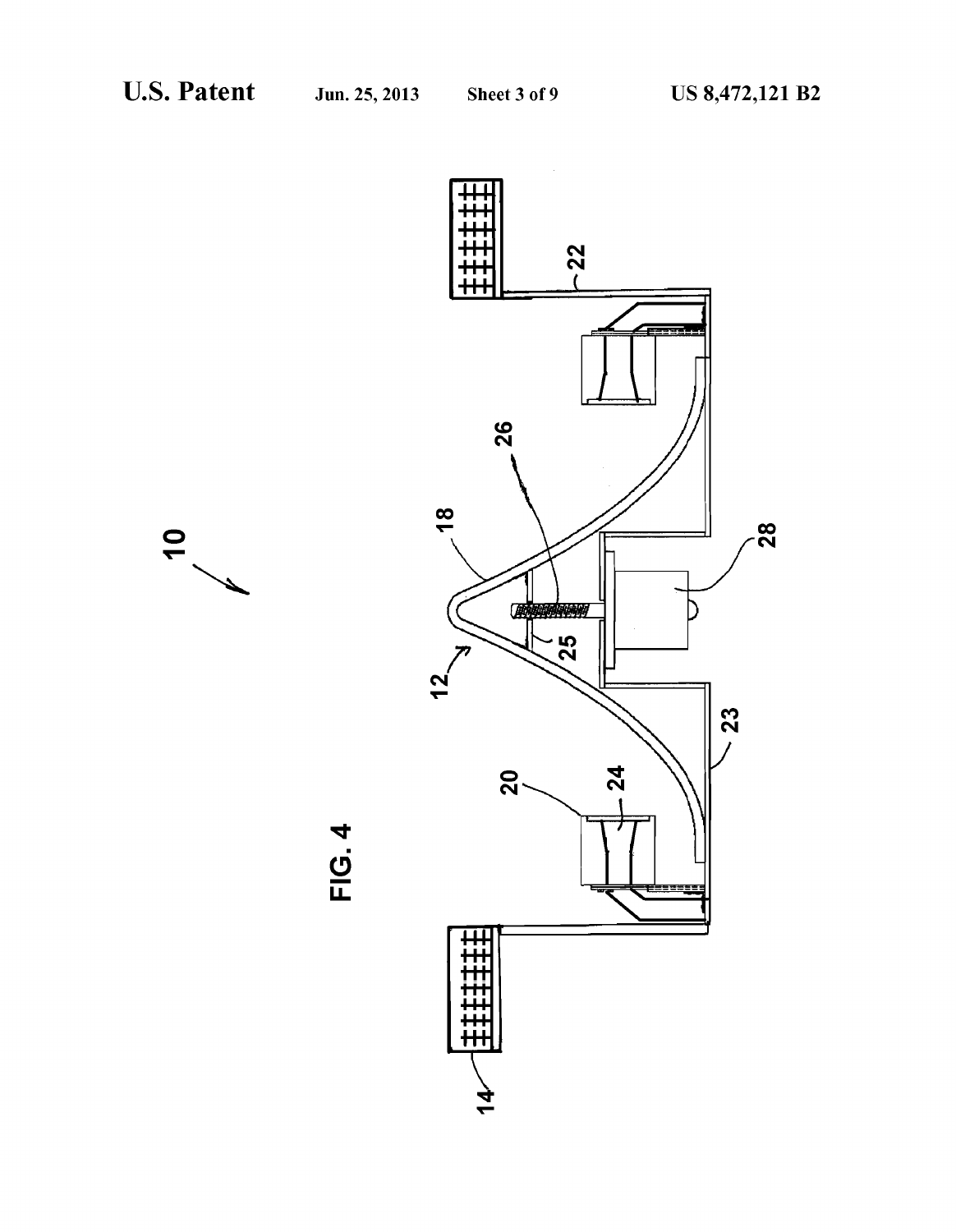FIG. 4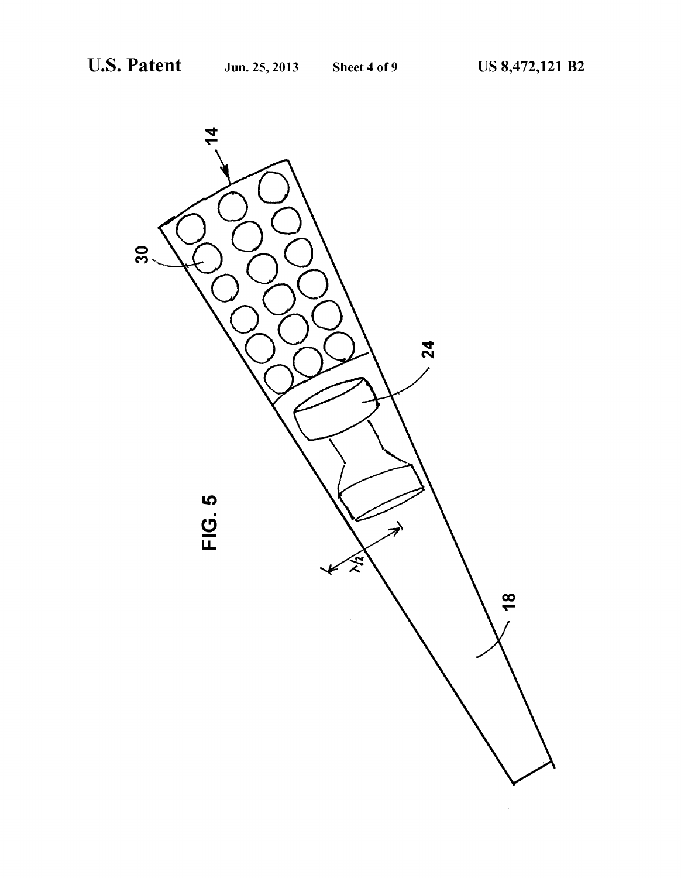FIG. 5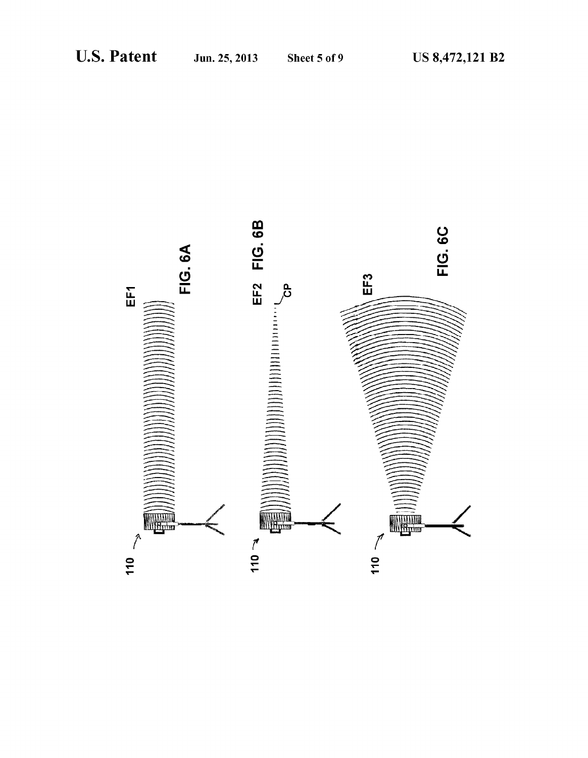FIG. 6A

FIG. 6B

FIG. 6C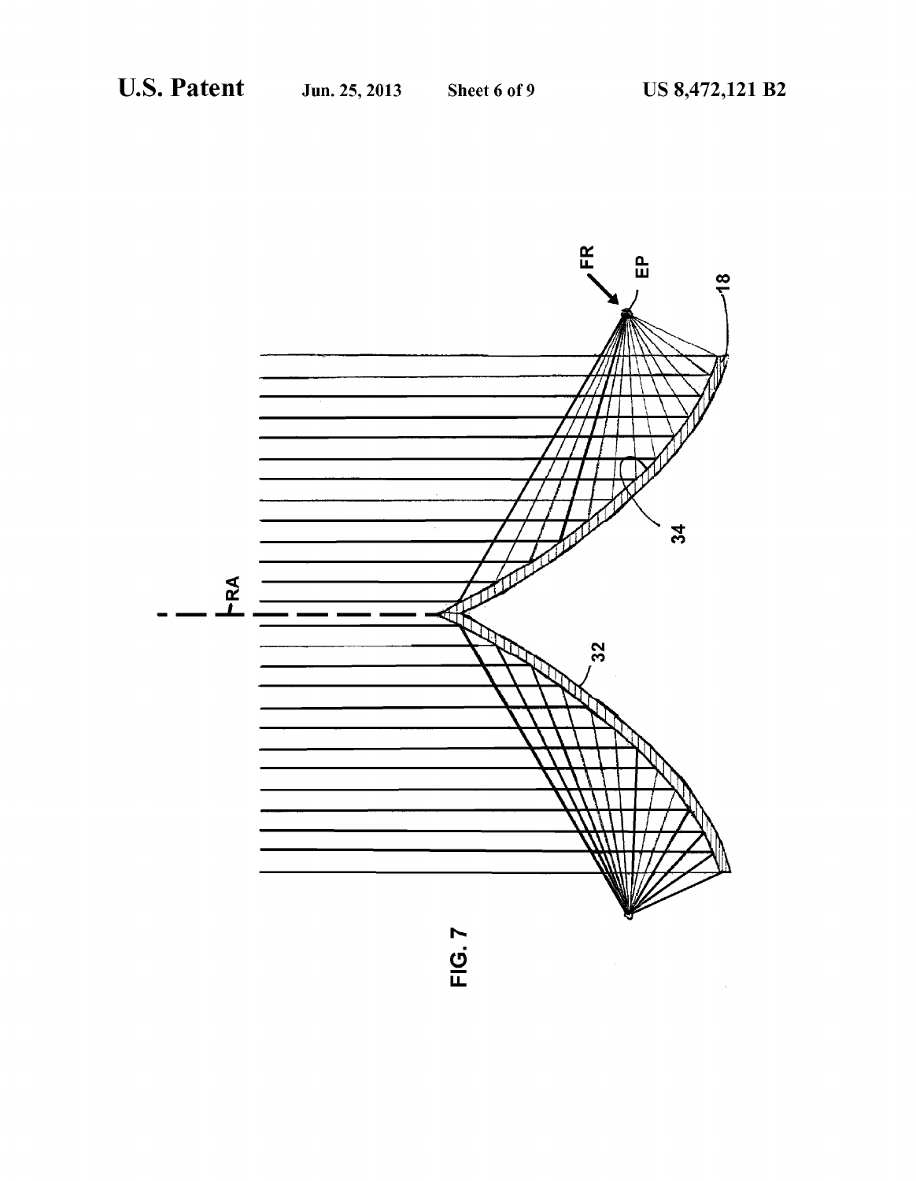FIG. 7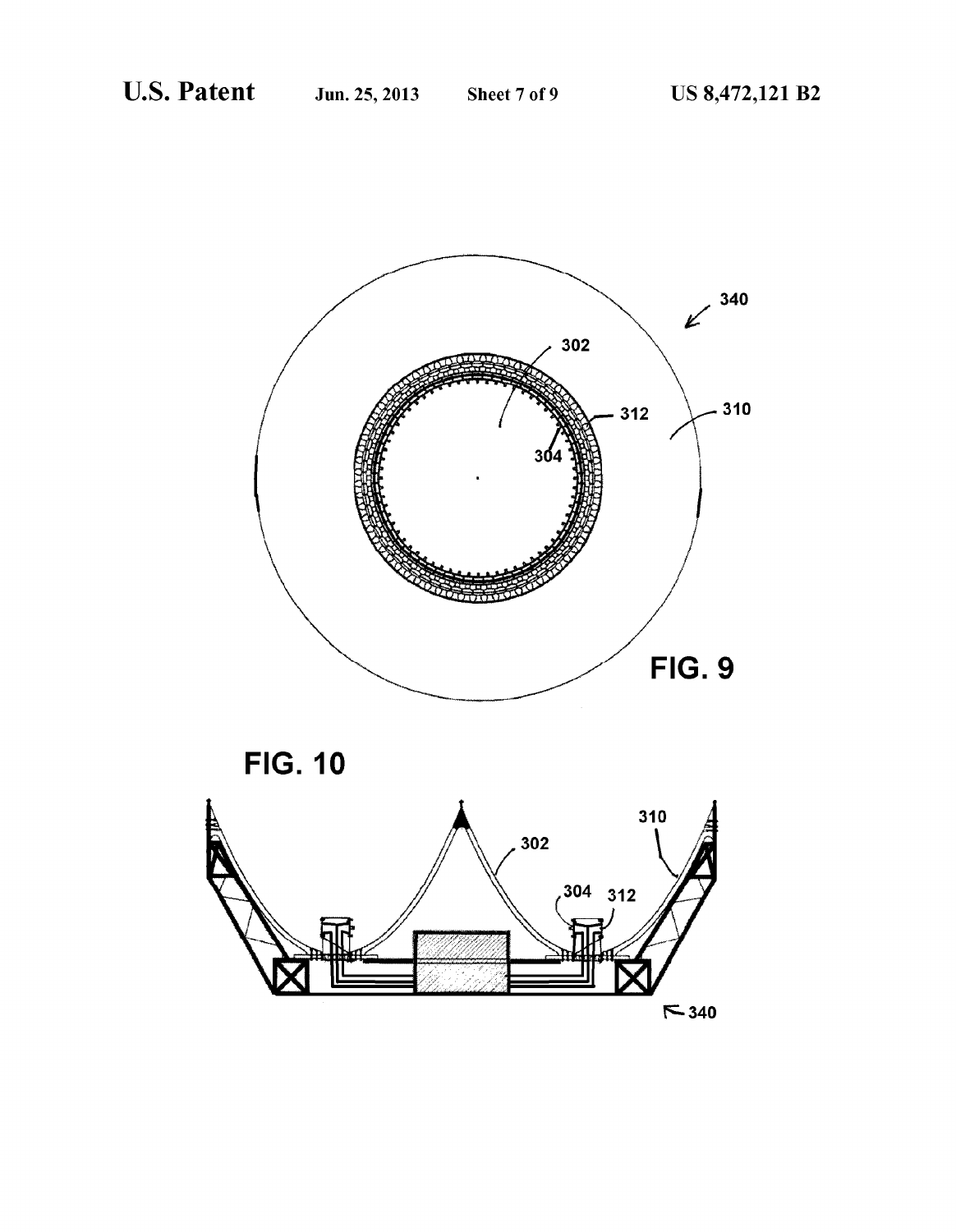FIG. 9

FIG. 10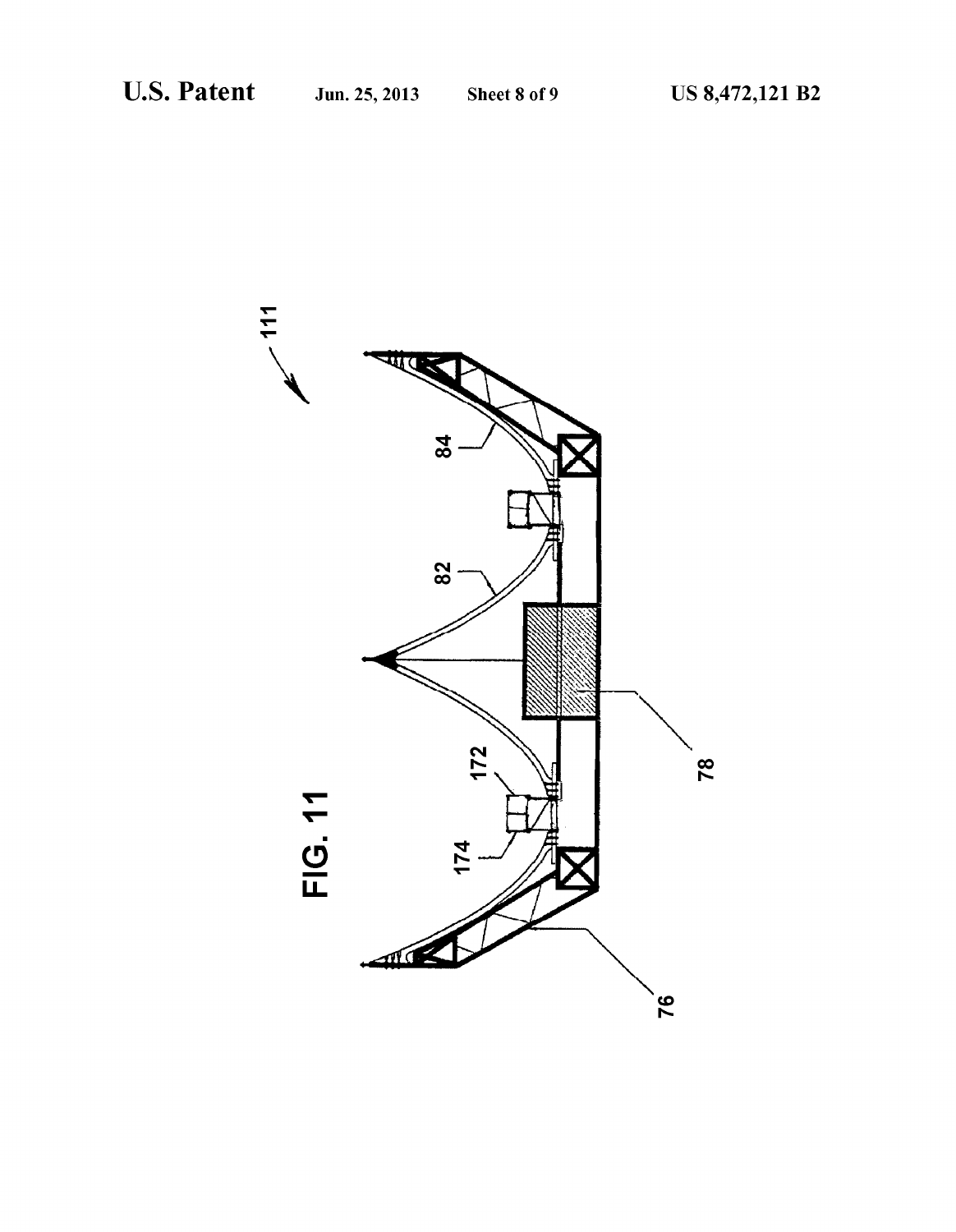FIG. 11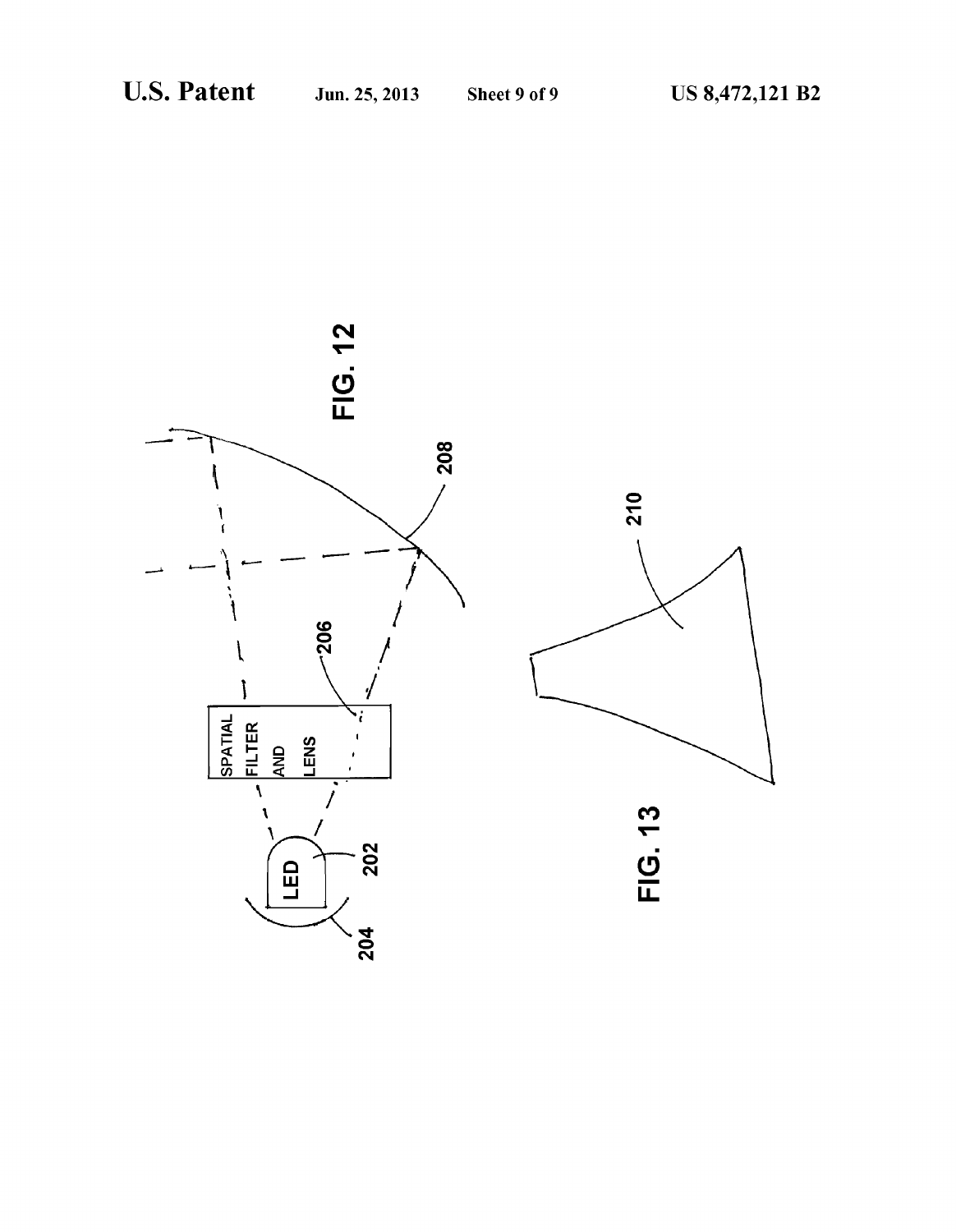FIG. 12

SPATIAL FILTER AND LENS

LED

202

204

206

208

FIG. 13

210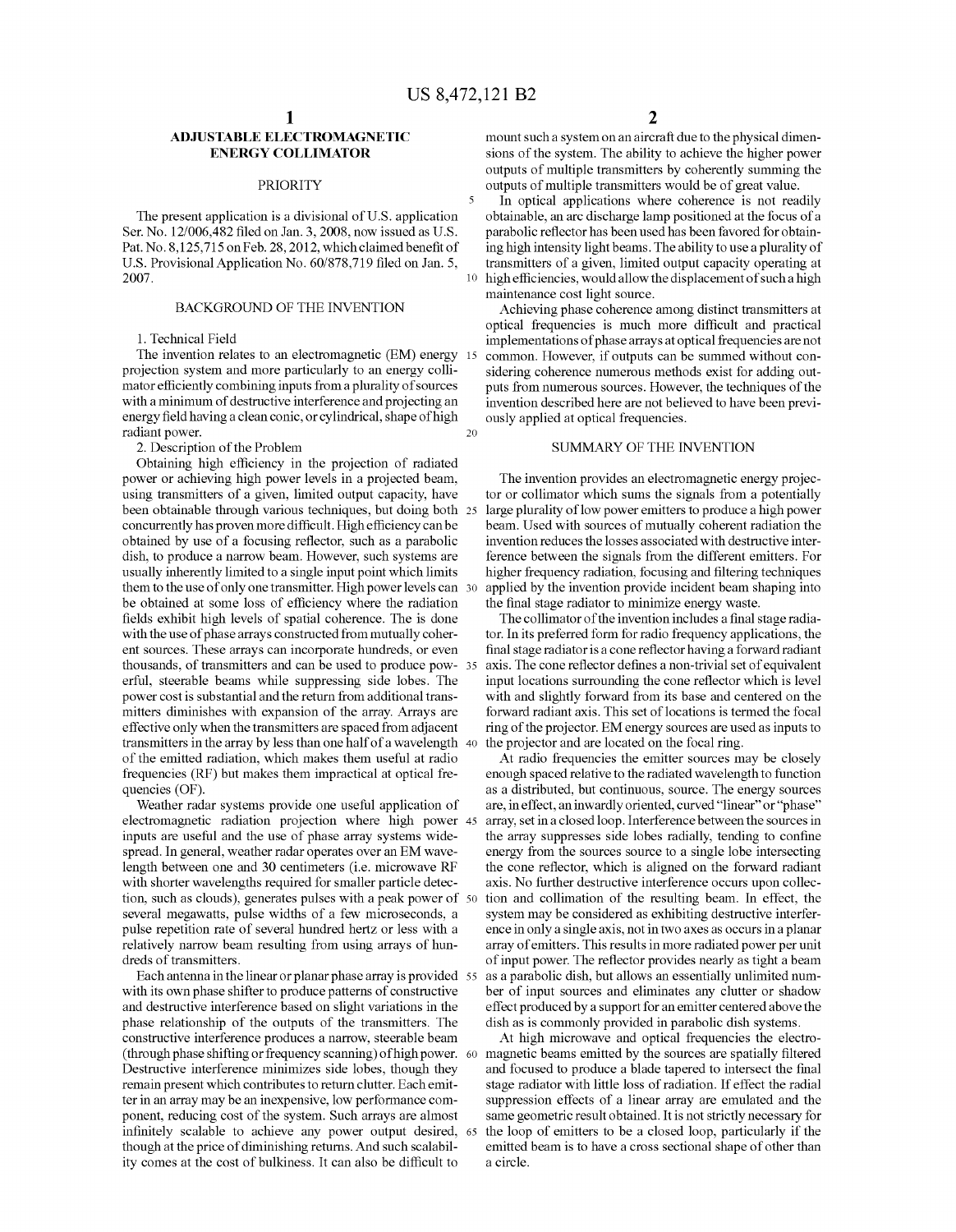# ADJUSTABLE ELECTROMAGNETIC ENERGY COLLIMATOR

## PRIORITY

The present application is a divisional of U.S. application Ser. No. 12/006,482 filed on Jan. 3, 2008, now issued as U.S. Pat. No. 8,125,715 on Feb. 28, 2012, which claimed benefit of U.S. Provisional Application No. 60/878,719 filed on Jan. 5, 2007.

## BACKGROUND OF THE INVENTION

### 1. Technical Field

The invention relates to an electromagnetic (EM) energy projection system and more particularly to an energy collimator efficiently combining inputs from a plurality of sources with a minimum of destructive interference and projecting an energy field having a clean conic, or cylindrical, shape of high radiant power.

### 2. Description of the Problem

Obtaining high efficiency in the projection of radiated power or achieving high power levels in a projected beam, using transmitters of a given, limited output capacity, have been obtainable through various techniques, but doing both concurrently has proven more difficult. High efficiency can be obtained by use of a focusing reflector, such as a parabolic dish, to produce a narrow beam. However, such systems are usually inherently limited to a single input point which limits them to the use of only one transmitter. High power levels can be obtained at some loss of efficiency where the radiation fields exhibit high levels of spatial coherence. The is done with the use of phase arrays constructed from mutually coherent sources. These arrays can incorporate hundreds, or even thousands, of transmitters and can be used to produce powerful, steerable beams while suppressing side lobes. The power cost is substantial and the return from additional transmitters diminishes with expansion of the array. Arrays are effective only when the transmitters are spaced from adjacent transmitters in the array by less than one half of a wavelength of the emitted radiation, which makes them useful at radio frequencies (RF) but makes them impractical at optical frequencies (OF).

Weather radar systems provide one useful application of electromagnetic radiation projection where high power inputs are useful and the use of phase array systems widespread. In general, weather radar operates over an EM wavelength between one and 30 centimeters (i.e. microwave RF with shorter wavelengths required for smaller particle detection, such as clouds), generates pulses with a peak power of several megawatts, pulse widths of a few microseconds, a pulse repetition rate of several hundred hertz or less with a relatively narrow beam resulting from using arrays of hundreds of transmitters.

Each antenna in the linear or planar phase array is provided with its own phase shifter to produce patterns of constructive and destructive interference based on slight variations in the phase relationship of the outputs of the transmitters. The constructive interference produces a narrow, steerable beam (through phase shifting or frequency scanning) of high power. Destructive interference minimizes side lobes, though they remain present which contributes to return clutter. Each emitter in an array may be an inexpensive, low performance component, reducing cost of the system. Such arrays are almost infinitely scalable to achieve any power output desired, though at the price of diminishing returns. And such scalability comes at the cost of bulkiness. It can also be difficult to mount such a system on an aircraft due to the physical dimensions of the system. The ability to achieve the higher power outputs of multiple transmitters by coherently summing the outputs of multiple transmitters would be of great value.

In optical applications where coherence is not readily obtainable, an arc discharge lamp positioned at the focus of a parabolic reflector has been used has been favored for obtaining high intensity light beams. The ability to use a plurality of transmitters of a given, limited output capacity operating at high efficiencies, would allow the displacement of such a high maintenance cost light source.

Achieving phase coherence among distinct transmitters at optical frequencies is much more difficult and practical implementations of phase arrays at optical frequencies are not common. However, if outputs can be summed without considering coherence numerous methods exist for adding outputs from numerous sources. However, the techniques of the invention described here are not believed to have been previously applied at optical frequencies.

## SUMMARY OF THE INVENTION

The invention provides an electromagnetic energy projector or collimator which sums the signals from a potentially large plurality of low power emitters to produce a high power beam. Used with sources of mutually coherent radiation the invention reduces the losses associated with destructive interference between the signals from the different emitters. For higher frequency radiation, focusing and filtering techniques applied by the invention provide incident beam shaping into the final stage radiator to minimize energy waste.

The collimator of the invention includes a final stage radiator. In its preferred form for radio frequency applications, the final stage radiator is a cone reflector having a forward radiant axis. The cone reflector defines a non-trivial set of equivalent input locations surrounding the cone reflector which is level with and slightly forward from its base and centered on the forward radiant axis. This set of locations is termed the focal ring of the projector. EM energy sources are used as inputs to the projector and are located on the focal ring.

At radio frequencies the emitter sources may be closely enough spaced relative to the radiated wavelength to function as a distributed, but continuous, source. The energy sources are, in effect, an inwardly oriented, curved "linear" or "phase" array, set in a closed loop. Interference between the sources in the array suppresses side lobes radially, tending to confine energy from the sources source to a single lobe intersecting the cone reflector, which is aligned on the forward radiant axis. No further destructive interference occurs upon collection and collimation of the resulting beam. In effect, the system may be considered as exhibiting destructive interference in only a single axis, not in two axes as occurs in a planar array of emitters. This results in more radiated power per unit of input power. The reflector provides nearly as tight a beam as a parabolic dish, but allows an essentially unlimited number of input sources and eliminates any clutter or shadow effect produced by a support for an emitter centered above the dish as is commonly provided in parabolic dish systems.

At high microwave and optical frequencies the electromagnetic beams emitted by the sources are spatially filtered and focused to produce a blade tapered to intersect the final stage radiator with little loss of radiation. If effect the radial suppression effects of a linear array are emulated and the same geometric result obtained. It is not strictly necessary for the loop of emitters to be a closed loop, particularly if the emitted beam is to have a cross sectional shape of other than a circle.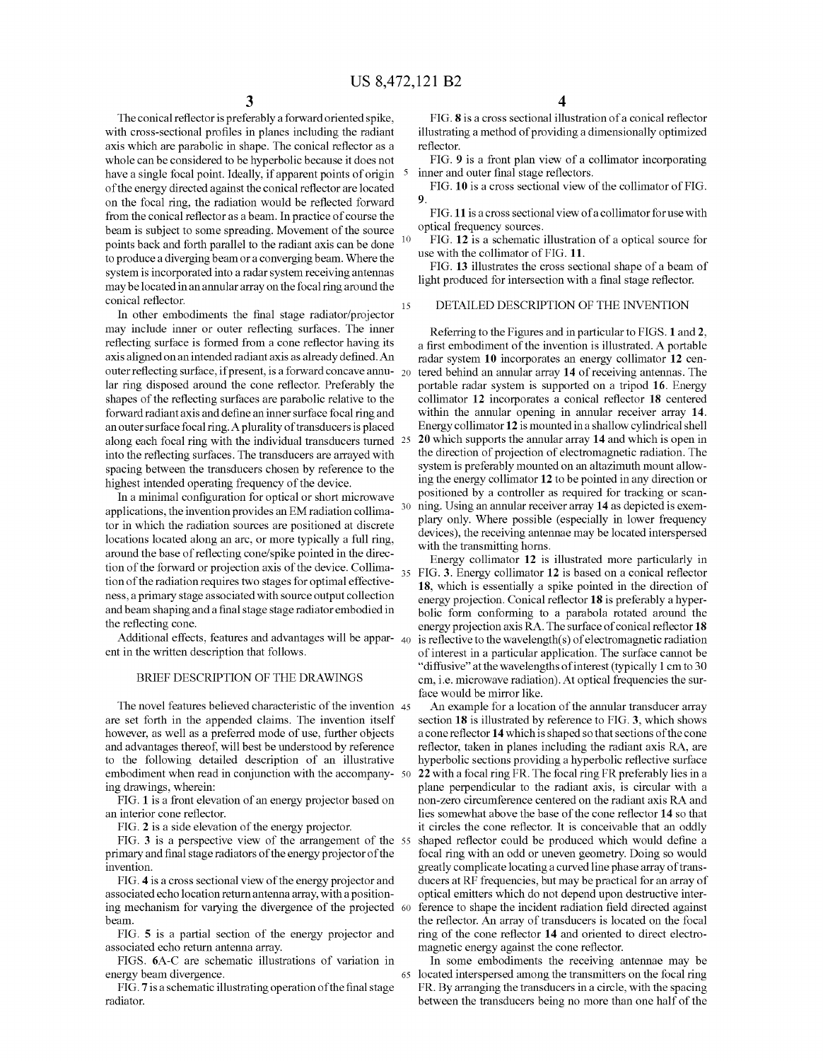The conical reflector is preferably a forward oriented spike, with cross-sectional profiles in planes including the radiant axis which are parabolic in shape. The conical reflector as a whole can be considered to be hyperbolic because it does not have a single focal point. Ideally, if apparent points of origin of the energy directed against the conical reflector are located on the focal ring, the radiation would be reflected forward from the conical reflector as a beam. In practice of course the beam is subject to some spreading. Movement of the source points back and forth parallel to the radiant axis can be done to produce a diverging beam or a converging beam. Where the system is incorporated into a radar system receiving antennas may be located in an annular array on the focal ring around the conical reflector.

In other embodiments the final stage radiator/projector may include inner or outer reflecting surfaces. The inner reflecting surface is formed from a cone reflector having its axis aligned on an intended radiant axis as already defined. An outer reflecting surface, if present, is a forward concave annular ring disposed around the cone reflector. Preferably the shapes of the reflecting surfaces are parabolic relative to the forward radiant axis and define an inner surface focal ring and an outer surface focal ring. A plurality of transducers is placed along each focal ring with the individual transducers turned into the reflecting surfaces. The transducers are arrayed with spacing between the transducers chosen by reference to the highest intended operating frequency of the device.

In a minimal configuration for optical or short microwave applications, the invention provides an EM radiation collimator in which the radiation sources are positioned at discrete locations located along an arc, or more typically a full ring, around the base of reflecting cone/spike pointed in the direction of the forward or projection axis of the device. Collimation of the radiation requires two stages for optimal effectiveness, a primary stage associated with source output collection and beam shaping and a final stage stage radiator embodied in the reflecting cone.

Additional effects, features and advantages will be apparent in the written description that follows.

## BRIEF DESCRIPTION OF THE DRAWINGS

The novel features believed characteristic of the invention are set forth in the appended claims. The invention itself however, as well as a preferred mode of use, further objects and advantages thereof, will best be understood by reference to the following detailed description of an illustrative embodiment when read in conjunction with the accompanying drawings, wherein:

FIG. 1 is a front elevation of an energy projector based on an interior cone reflector.

FIG. 2 is a side elevation of the energy projector.

FIG. 3 is a perspective view of the arrangement of the primary and final stage radiators of the energy projector of the invention.

FIG. 4 is a cross sectional view of the energy projector and associated echo location return antenna array, with a positioning mechanism for varying the divergence of the projected beam.

FIG. 5 is a partial section of the energy projector and associated echo return antenna array.

FIGS. 6A-C are schematic illustrations of variation in energy beam divergence.

FIG. 7 is a schematic illustrating operation of the final stage radiator.

FIG. 8 is a cross sectional illustration of a conical reflector illustrating a method of providing a dimensionally optimized reflector.

FIG. 9 is a front plan view of a collimator incorporating inner and outer final stage reflectors.

FIG. 10 is a cross sectional view of the collimator of FIG. 9.

FIG. 11 is a cross sectional view of a collimator for use with optical frequency sources.

FIG. 12 is a schematic illustration of a optical source for use with the collimator of FIG. 11.

FIG. 13 illustrates the cross sectional shape of a beam of light produced for intersection with a final stage reflector.

## DETAILED DESCRIPTION OF THE INVENTION

Referring to the Figures and in particular to FIGS. 1 and 2, a first embodiment of the invention is illustrated. A portable radar system 10 incorporates an energy collimator 12 centered behind an annular array 14 of receiving antennas. The portable radar system is supported on a tripod 16. Energy collimator 12 incorporates a conical reflector 18 centered within the annular opening in annular receiver array 14. Energy collimator 12 is mounted in a shallow cylindrical shell 20 which supports the annular array 14 and which is open in the direction of projection of electromagnetic radiation. The system is preferably mounted on an altazimuth mount allowing the energy collimator 12 to be pointed in any direction or positioned by a controller as required for tracking or scanning. Using an annular receiver array 14 as depicted is exemplary only. Where possible (especially in lower frequency devices), the receiving antennae may be located interspersed with the transmitting horns.

Energy collimator 12 is illustrated more particularly in FIG. 3. Energy collimator 12 is based on a conical reflector 18, which is essentially a spike pointed in the direction of energy projection. Conical reflector 18 is preferably a hyperbolic form conforming to a parabola rotated around the energy projection axis RA. The surface of conical reflector 18 is reflective to the wavelength(s) of electromagnetic radiation of interest in a particular application. The surface cannot be "diffusive" at the wavelengths of interest (typically 1 cm to 30 cm, i.e. microwave radiation). At optical frequencies the surface would be mirror like.

An example for a location of the annular transducer array section 18 is illustrated by reference to FIG. 3, which shows a cone reflector 14 which is shaped so that sections of the cone reflector, taken in planes including the radiant axis RA, are hyperbolic sections providing a hyperbolic reflective surface 22 with a focal ring FR. The focal ring FR preferably lies in a plane perpendicular to the radiant axis, is circular with a non-zero circumference centered on the radiant axis RA and lies somewhat above the base of the cone reflector 14 so that it circles the cone reflector. It is conceivable that an oddly shaped reflector could be produced which would define a focal ring with an odd or uneven geometry. Doing so would greatly complicate locating a curved line phase array of transducers at RF frequencies, but may be practical for an array of optical emitters which do not depend upon destructive interference to shape the incident radiation field directed against the reflector. An array of transducers is located on the focal ring of the cone reflector 14 and oriented to direct electromagnetic energy against the cone reflector.

In some embodiments the receiving antennae may be located interspersed among the transmitters on the focal ring FR. By arranging the transducers in a circle, with the spacing between the transducers being no more than one half of the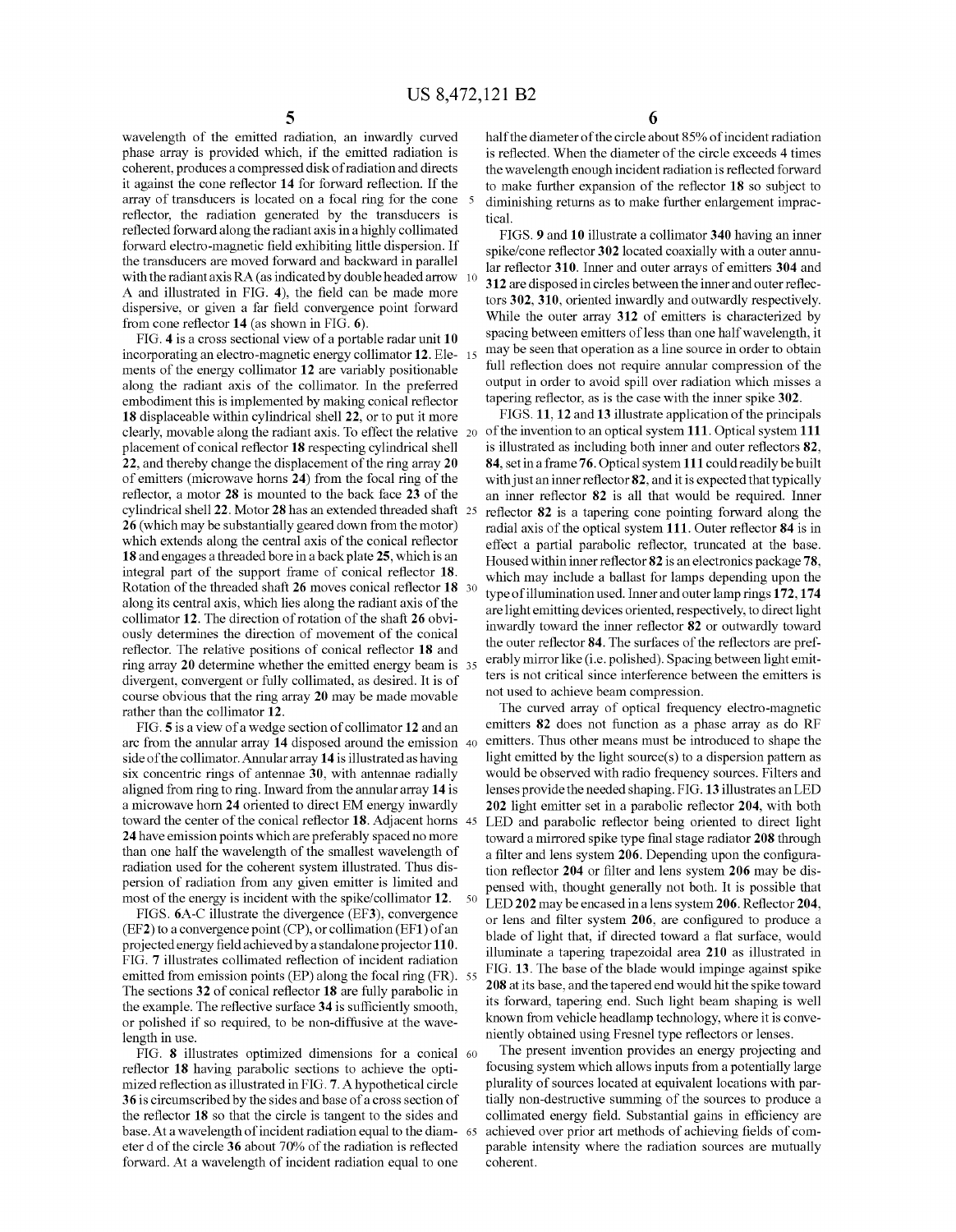wavelength of the emitted radiation, an inwardly curved phase array is provided which, if the emitted radiation is coherent, produces a compressed disk of radiation and directs it against the cone reflector **14** for forward reflection. If the array of transducers is located on a focal ring for the cone reflector, the radiation generated by the transducers is reflected forward along the radiant axis in a highly collimated forward electro-magnetic field exhibiting little dispersion. If the transducers are moved forward and backward in parallel with the radiant axis RA (as indicated by double headed arrow A and illustrated in FIG. **4**), the field can be made more dispersive, or given a far field convergence point forward from cone reflector **14** (as shown in FIG. **6**).

FIG. **4** is a cross sectional view of a portable radar unit **10** incorporating an electro-magnetic energy collimator **12**. Elements of the energy collimator **12** are variably positionable along the radiant axis of the collimator. In the preferred embodiment this is implemented by making conical reflector **18** displaceable within cylindrical shell **22**, or to put it more clearly, movable along the radiant axis. To effect the relative placement of conical reflector **18** respecting cylindrical shell **22**, and thereby change the displacement of the ring array **20** of emitters (microwave horns **24**) from the focal ring of the reflector, a motor **28** is mounted to the back face **23** of the cylindrical shell **22**. Motor **28** has an extended threaded shaft **26** (which may be substantially geared down from the motor) which extends along the central axis of the conical reflector **18** and engages a threaded bore in a back plate **25**, which is an integral part of the support frame of conical reflector **18**. Rotation of the threaded shaft **26** moves conical reflector **18** along its central axis, which lies along the radiant axis of the collimator **12**. The direction of rotation of the shaft **26** obviously determines the direction of movement of the conical reflector. The relative positions of conical reflector **18** and ring array **20** determine whether the emitted energy beam is divergent, convergent or fully collimated, as desired. It is of course obvious that the ring array **20** may be made movable rather than the collimator **12**.

FIG. **5** is a view of a wedge section of collimator **12** and an arc from the annular array **14** disposed around the emission side of the collimator. Annular array **14** is illustrated as having six concentric rings of antennae **30**, with antennae radially aligned from ring to ring. Inward from the annular array **14** is a microwave horn **24** oriented to direct EM energy inwardly toward the center of the conical reflector **18**. Adjacent horns **24** have emission points which are preferably spaced no more than one half the wavelength of the smallest wavelength of radiation used for the coherent system illustrated. Thus dispersion of radiation from any given emitter is limited and most of the energy is incident with the spike/collimator **12**.

FIGS. **6**A-C illustrate the divergence (EF3), convergence (EF2) to a convergence point (CP), or collimation (EF1) of an projected energy field achieved by a standalone projector **110**. FIG. **7** illustrates collimated reflection of incident radiation emitted from emission points (EP) along the focal ring (FR). The sections **32** of conical reflector **18** are fully parabolic in the example. The reflective surface **34** is sufficiently smooth, or polished if so required, to be non-diffusive at the wavelength in use.

FIG. **8** illustrates optimized dimensions for a conical reflector **18** having parabolic sections to achieve the optimized reflection as illustrated in FIG. **7**. A hypothetical circle **36** is circumscribed by the sides and base of a cross section of the reflector **18** so that the circle is tangent to the sides and base. At a wavelength of incident radiation equal to the diameter d of the circle **36** about 70% of the radiation is reflected forward. At a wavelength of incident radiation equal to one half the diameter of the circle about 85% of incident radiation is reflected. When the diameter of the circle exceeds 4 times the wavelength enough incident radiation is reflected forward to make further expansion of the reflector **18** so subject to diminishing returns as to make further enlargement impractical.

FIGS. **9** and **10** illustrate a collimator **340** having an inner spike/cone reflector **302** located coaxially with a outer annular reflector **310**. Inner and outer arrays of emitters **304** and **312** are disposed in circles between the inner and outer reflectors **302**, **310**, oriented inwardly and outwardly respectively. While the outer array **312** of emitters is characterized by spacing between emitters of less than one half wavelength, it may be seen that operation as a line source in order to obtain full reflection does not require annular compression of the output in order to avoid spill over radiation which misses a tapering reflector, as is the case with the inner spike **302**.

FIGS. **11**, **12** and **13** illustrate application of the principals of the invention to an optical system **111**. Optical system **111** is illustrated as including both inner and outer reflectors **82**, **84**, set in a frame **76**. Optical system **111** could readily be built with just an inner reflector **82**, and it is expected that typically an inner reflector **82** is all that would be required. Inner reflector **82** is a tapering cone pointing forward along the radial axis of the optical system **111**. Outer reflector **84** is in effect a partial parabolic reflector, truncated at the base. Housed within inner reflector **82** is an electronics package **78**, which may include a ballast for lamps depending upon the type of illumination used. Inner and outer lamp rings **172**, **174** are light emitting devices oriented, respectively, to direct light inwardly toward the inner reflector **82** or outwardly toward the outer reflector **84**. The surfaces of the reflectors are preferably mirror like (i.e. polished). Spacing between light emitters is not critical since interference between the emitters is not used to achieve beam compression.

The curved array of optical frequency electro-magnetic emitters **82** does not function as a phase array as do RF emitters. Thus other means must be introduced to shape the light emitted by the light source(s) to a dispersion pattern as would be observed with radio frequency sources. Filters and lenses provide the needed shaping. FIG. **13** illustrates an LED **202** light emitter set in a parabolic reflector **204**, with both LED and parabolic reflector being oriented to direct light toward a mirrored spike type final stage radiator **208** through a filter and lens system **206**. Depending upon the configuration reflector **204** or filter and lens system **206** may be dispensed with, thought generally not both. It is possible that LED **202** may be encased in a lens system **206**. Reflector **204**, or lens and filter system **206**, are configured to produce a blade of light that, if directed toward a flat surface, would illuminate a tapering trapezoidal area **210** as illustrated in FIG. **13**. The base of the blade would impinge against spike **208** at its base, and the tapered end would hit the spike toward its forward, tapering end. Such light beam shaping is well known from vehicle headlamp technology, where it is conveniently obtained using Fresnel type reflectors or lenses.

The present invention provides an energy projecting and focusing system which allows inputs from a potentially large plurality of sources located at equivalent locations with partially non-destructive summing of the sources to produce a collimated energy field. Substantial gains in efficiency are achieved over prior art methods of achieving fields of comparable intensity where the radiation sources are mutually coherent.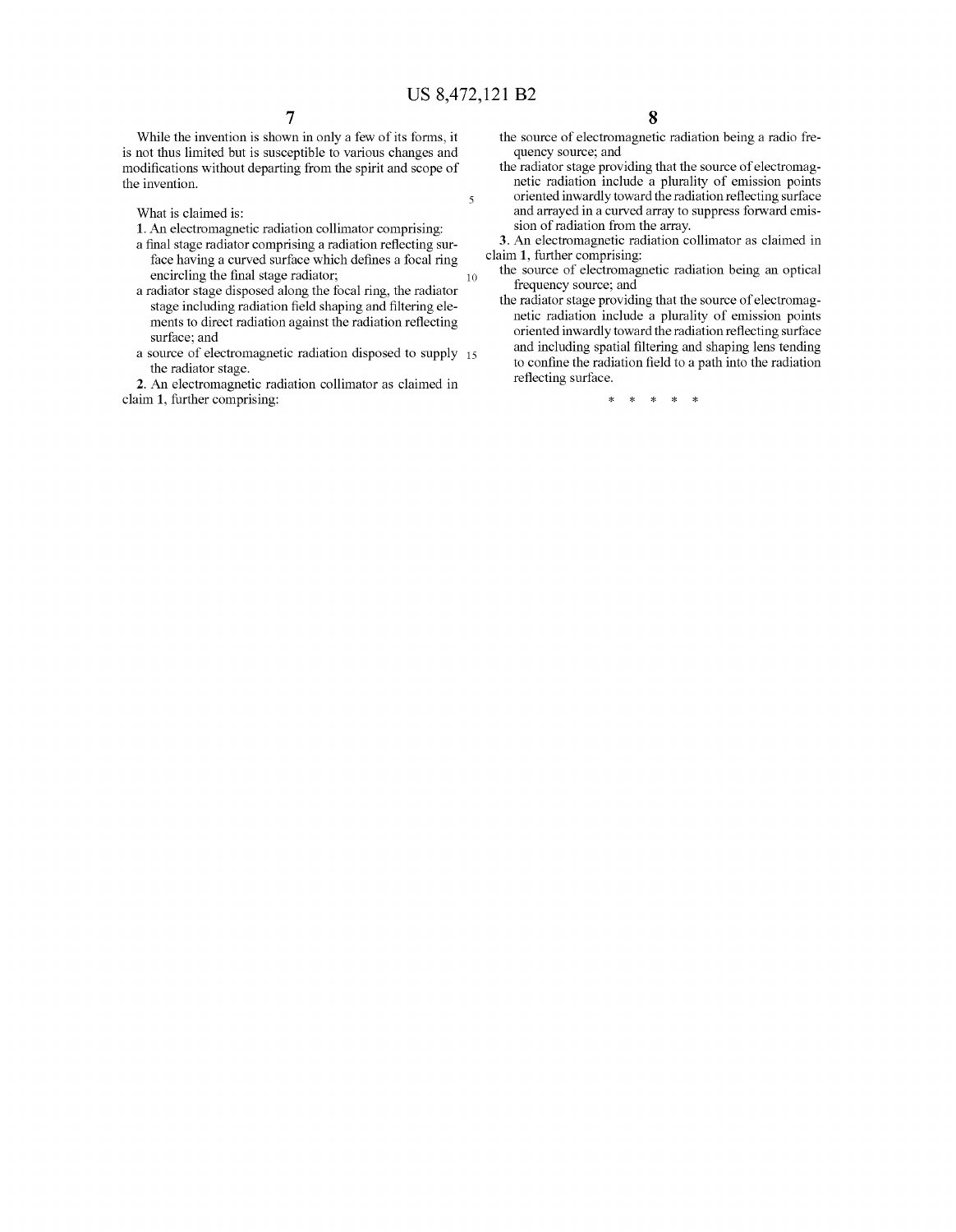While the invention is shown in only a few of its forms, it is not thus limited but is susceptible to various changes and modifications without departing from the spirit and scope of the invention.

What is claimed is:

1. An electromagnetic radiation collimator comprising:
   - a final stage radiator comprising a radiation reflecting surface having a curved surface which defines a focal ring encircling the final stage radiator;
   - a radiator stage disposed along the focal ring, the radiator stage including radiation field shaping and filtering elements to direct radiation against the radiation reflecting surface; and
   - a source of electromagnetic radiation disposed to supply the radiator stage.

2. An electromagnetic radiation collimator as claimed in claim 1, further comprising:
   - the source of electromagnetic radiation being a radio frequency source; and
   - the radiator stage providing that the source of electromagnetic radiation include a plurality of emission points oriented inwardly toward the radiation reflecting surface and arrayed in a curved array to suppress forward emission of radiation from the array.

3. An electromagnetic radiation collimator as claimed in claim 1, further comprising:
   - the source of electromagnetic radiation being an optical frequency source; and
   - the radiator stage providing that the source of electromagnetic radiation include a plurality of emission points oriented inwardly toward the radiation reflecting surface and including spatial filtering and shaping lens tending to confine the radiation field to a path into the radiation reflecting surface.

* * * * *